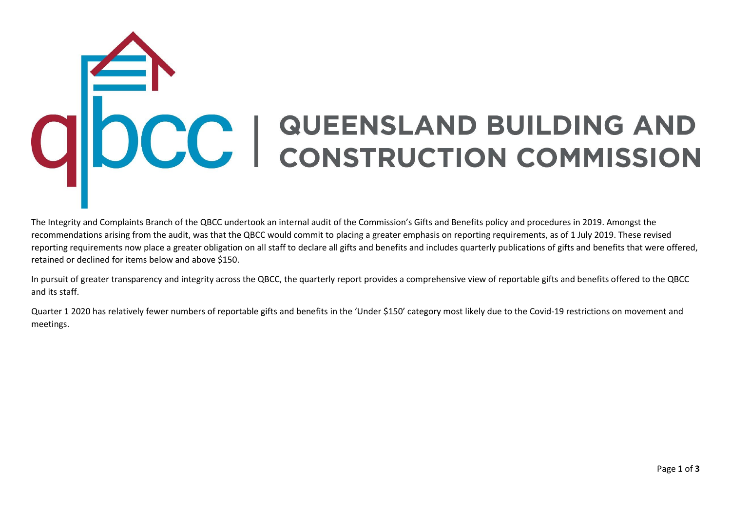# QUEENSLAND BUILDING AND CONSTRUCTION COMMISSION

The Integrity and Complaints Branch of the QBCC undertook an internal audit of the Commission's Gifts and Benefits policy and procedures in 2019. Amongst the recommendations arising from the audit, was that the QBCC would commit to placing a greater emphasis on reporting requirements, as of 1 July 2019. These revised reporting requirements now place a greater obligation on all staff to declare all gifts and benefits and includes quarterly publications of gifts and benefits that were offered, retained or declined for items below and above $150.

In pursuit of greater transparency and integrity across the QBCC, the quarterly report provides a comprehensive view of reportable gifts and benefits offered to the QBCC and its staff.

Quarter 1 2020 has relatively fewer numbers of reportable gifts and benefits in the 'Under $150' category most likely due to the Covid-19 restrictions on movement and meetings.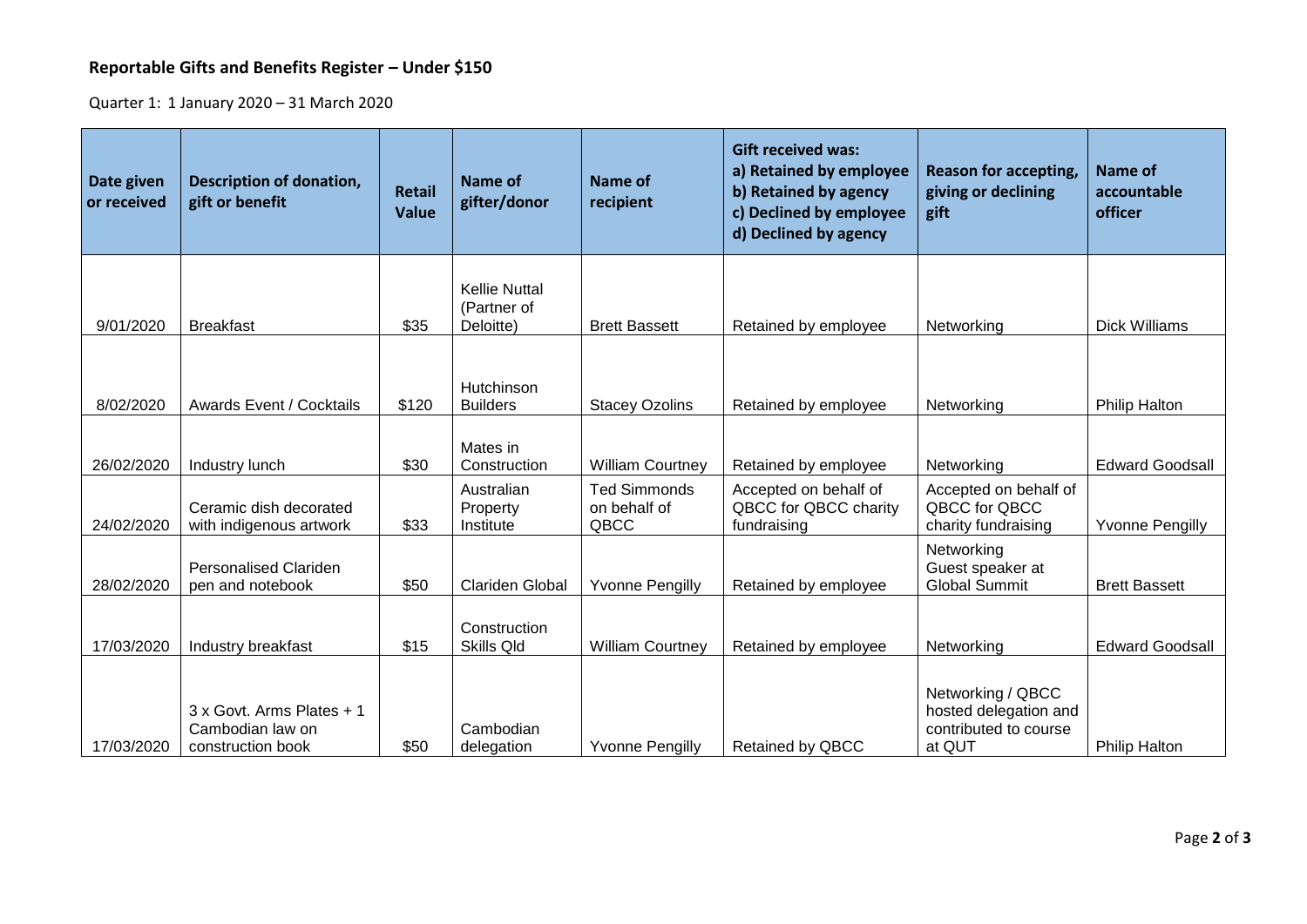## Reportable Gifts and Benefits Register – Under $150

Quarter 1: 1 January 2020 – 31 March 2020

| Date given or received | Description of donation, gift or benefit | Retail Value | Name of gifter/donor | Name of recipient | Gift received was: a) Retained by employee b) Retained by agency c) Declined by employee d) Declined by agency | Reason for accepting, giving or declining gift | Name of accountable officer |
|---|---|---|---|---|---|---|---|
| 9/01/2020 | Breakfast | $35 | Kellie Nuttal (Partner of Deloitte) | Brett Bassett | Retained by employee | Networking | Dick Williams |
| 8/02/2020 | Awards Event / Cocktails | $120 | Hutchinson Builders | Stacey Ozolins | Retained by employee | Networking | Philip Halton |
| 26/02/2020 | Industry lunch | $30 | Mates in Construction | William Courtney | Retained by employee | Networking | Edward Goodsall |
| 24/02/2020 | Ceramic dish decorated with indigenous artwork | $33 | Australian Property Institute | Ted Simmonds on behalf of QBCC | Accepted on behalf of QBCC for QBCC charity fundraising | Accepted on behalf of QBCC for QBCC charity fundraising | Yvonne Pengilly |
| 28/02/2020 | Personalised Clariden pen and notebook | $50 | Clariden Global | Yvonne Pengilly | Retained by employee | Networking Guest speaker at Global Summit | Brett Bassett |
| 17/03/2020 | Industry breakfast | $15 | Construction Skills Qld | William Courtney | Retained by employee | Networking | Edward Goodsall |
| 17/03/2020 | 3 x Govt. Arms Plates + 1 Cambodian law on construction book | $50 | Cambodian delegation | Yvonne Pengilly | Retained by QBCC | Networking / QBCC hosted delegation and contributed to course at QUT | Philip Halton |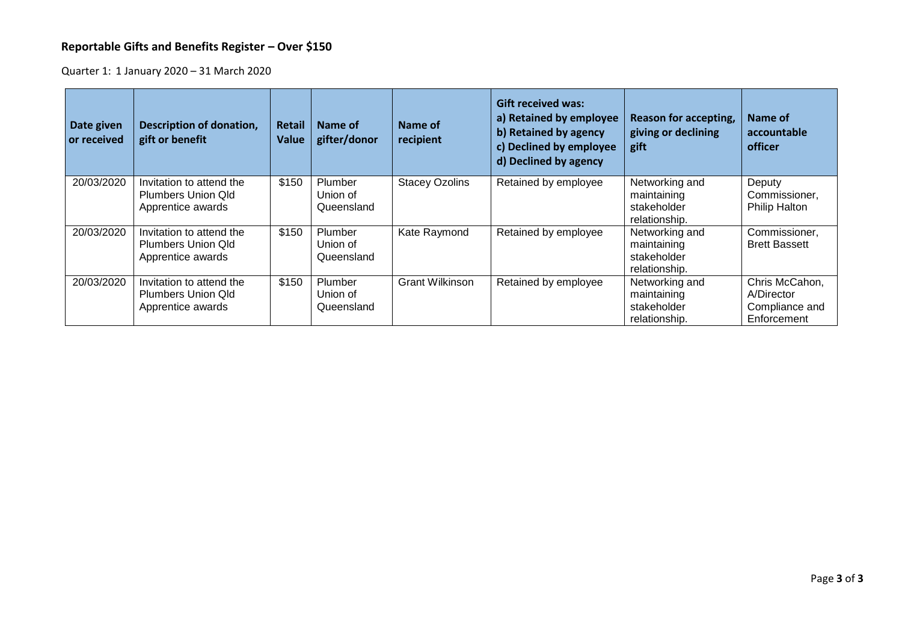**Reportable Gifts and Benefits Register – Over $150**

Quarter 1: 1 January 2020 – 31 March 2020

| Date given or received | Description of donation, gift or benefit | Retail Value | Name of gifter/donor | Name of recipient | Gift received was: a) Retained by employee b) Retained by agency c) Declined by employee d) Declined by agency | Reason for accepting, giving or declining gift | Name of accountable officer |
|---|---|---|---|---|---|---|---|
| 20/03/2020 | Invitation to attend the Plumbers Union Qld Apprentice awards | $150 | Plumber Union of Queensland | Stacey Ozolins | Retained by employee | Networking and maintaining stakeholder relationship. | Deputy Commissioner, Philip Halton |
| 20/03/2020 | Invitation to attend the Plumbers Union Qld Apprentice awards | $150 | Plumber Union of Queensland | Kate Raymond | Retained by employee | Networking and maintaining stakeholder relationship. | Commissioner, Brett Bassett |
| 20/03/2020 | Invitation to attend the Plumbers Union Qld Apprentice awards | $150 | Plumber Union of Queensland | Grant Wilkinson | Retained by employee | Networking and maintaining stakeholder relationship. | Chris McCahon, A/Director Compliance and Enforcement |